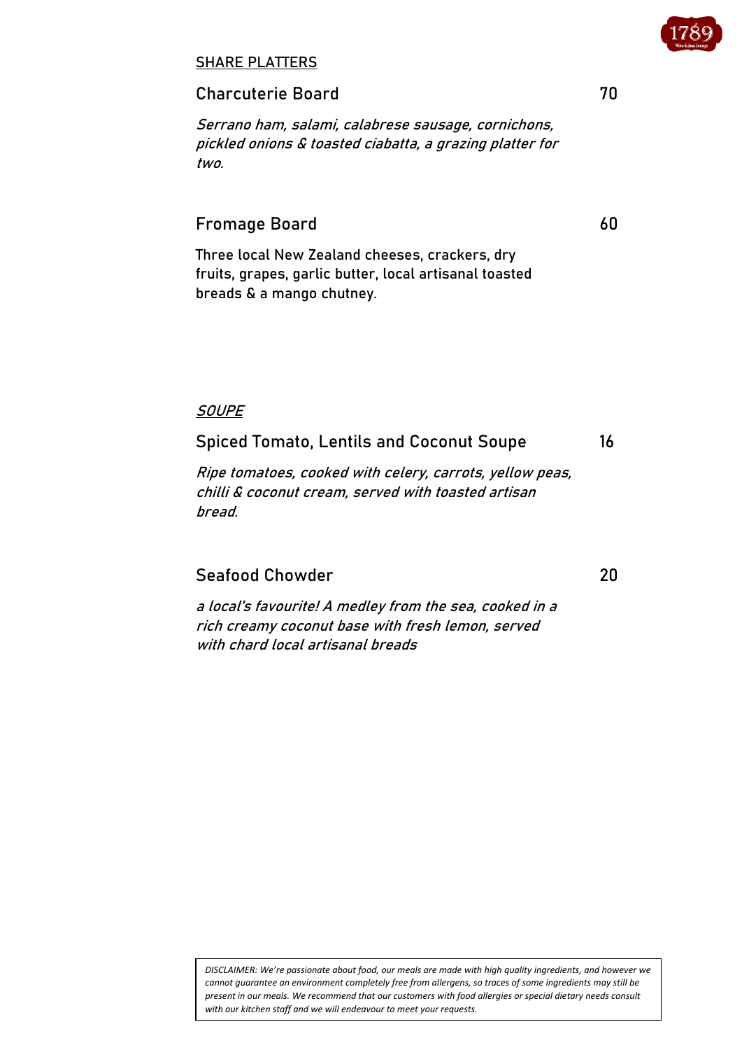## SHARE PLATTERS

### Charcuterie Board — 70

*Serrano ham, salami, calabrese sausage, cornichons, pickled onions & toasted ciabatta, a grazing platter for two.*

### Fromage Board — 60

Three local New Zealand cheeses, crackers, dry fruits, grapes, garlic butter, local artisanal toasted breads & a mango chutney.

## *SOUPE*

### Spiced Tomato, Lentils and Coconut Soupe — 16

*Ripe tomatoes, cooked with celery, carrots, yellow peas, chilli & coconut cream, served with toasted artisan bread.*

### Seafood Chowder — 20

*a local's favourite! A medley from the sea, cooked in a rich creamy coconut base with fresh lemon, served with chard local artisanal breads*

*DISCLAIMER: We're passionate about food, our meals are made with high quality ingredients, and however we cannot guarantee an environment completely free from allergens, so traces of some ingredients may still be present in our meals. We recommend that our customers with food allergies or special dietary needs consult with our kitchen staff and we will endeavour to meet your requests.*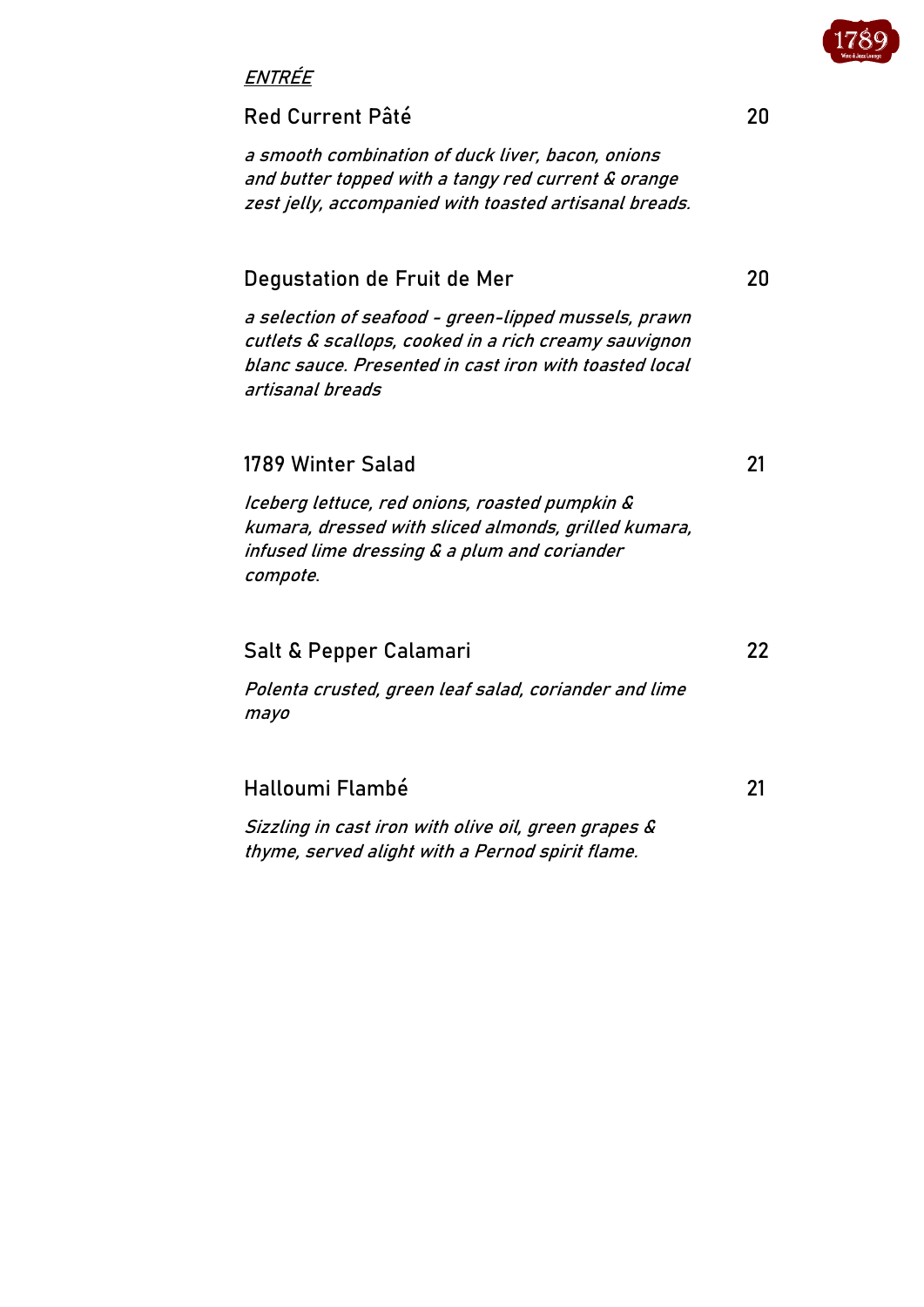## *ENTRÉE*

### Red Current Pâté — 20

*a smooth combination of duck liver, bacon, onions and butter topped with a tangy red current & orange zest jelly, accompanied with toasted artisanal breads.*

### Degustation de Fruit de Mer — 20

*a selection of seafood - green-lipped mussels, prawn cutlets & scallops, cooked in a rich creamy sauvignon blanc sauce. Presented in cast iron with toasted local artisanal breads*

### 1789 Winter Salad — 21

*Iceberg lettuce, red onions, roasted pumpkin & kumara, dressed with sliced almonds, grilled kumara, infused lime dressing & a plum and coriander compote.*

### Salt & Pepper Calamari — 22

*Polenta crusted, green leaf salad, coriander and lime mayo*

### Halloumi Flambé — 21

*Sizzling in cast iron with olive oil, green grapes & thyme, served alight with a Pernod spirit flame.*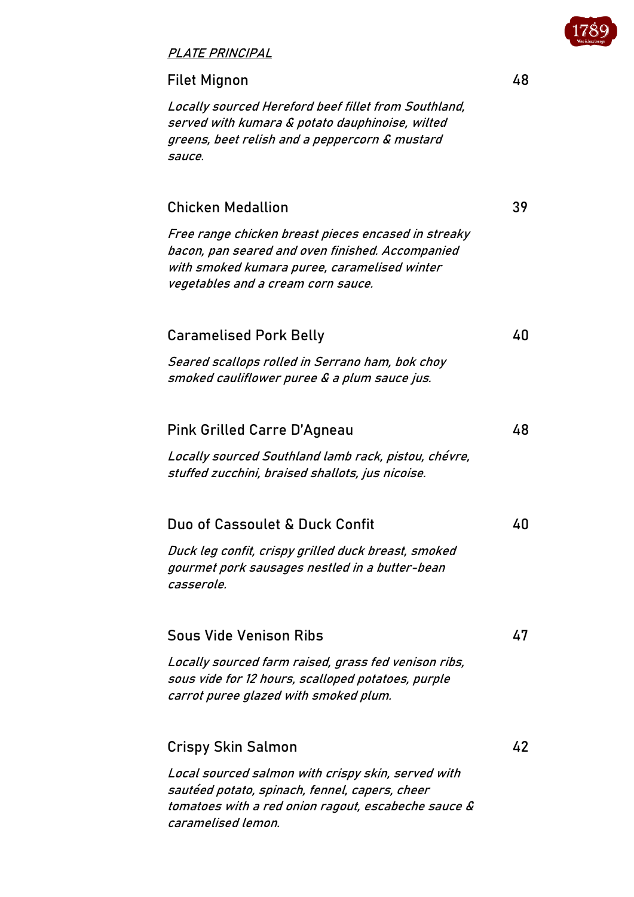## *PLATE PRINCIPAL*

### Filet Mignon — 48

*Locally sourced Hereford beef fillet from Southland, served with kumara & potato dauphinoise, wilted greens, beet relish and a peppercorn & mustard sauce.*

### Chicken Medallion — 39

*Free range chicken breast pieces encased in streaky bacon, pan seared and oven finished. Accompanied with smoked kumara puree, caramelised winter vegetables and a cream corn sauce.*

### Caramelised Pork Belly — 40

*Seared scallops rolled in Serrano ham, bok choy smoked cauliflower puree & a plum sauce jus.*

### Pink Grilled Carre D'Agneau — 48

*Locally sourced Southland lamb rack, pistou, chévre, stuffed zucchini, braised shallots, jus nicoise.*

### Duo of Cassoulet & Duck Confit — 40

*Duck leg confit, crispy grilled duck breast, smoked gourmet pork sausages nestled in a butter-bean casserole.*

### Sous Vide Venison Ribs — 47

*Locally sourced farm raised, grass fed venison ribs, sous vide for 12 hours, scalloped potatoes, purple carrot puree glazed with smoked plum.*

### Crispy Skin Salmon — 42

*Local sourced salmon with crispy skin, served with sautéed potato, spinach, fennel, capers, cheer tomatoes with a red onion ragout, escabeche sauce & caramelised lemon.*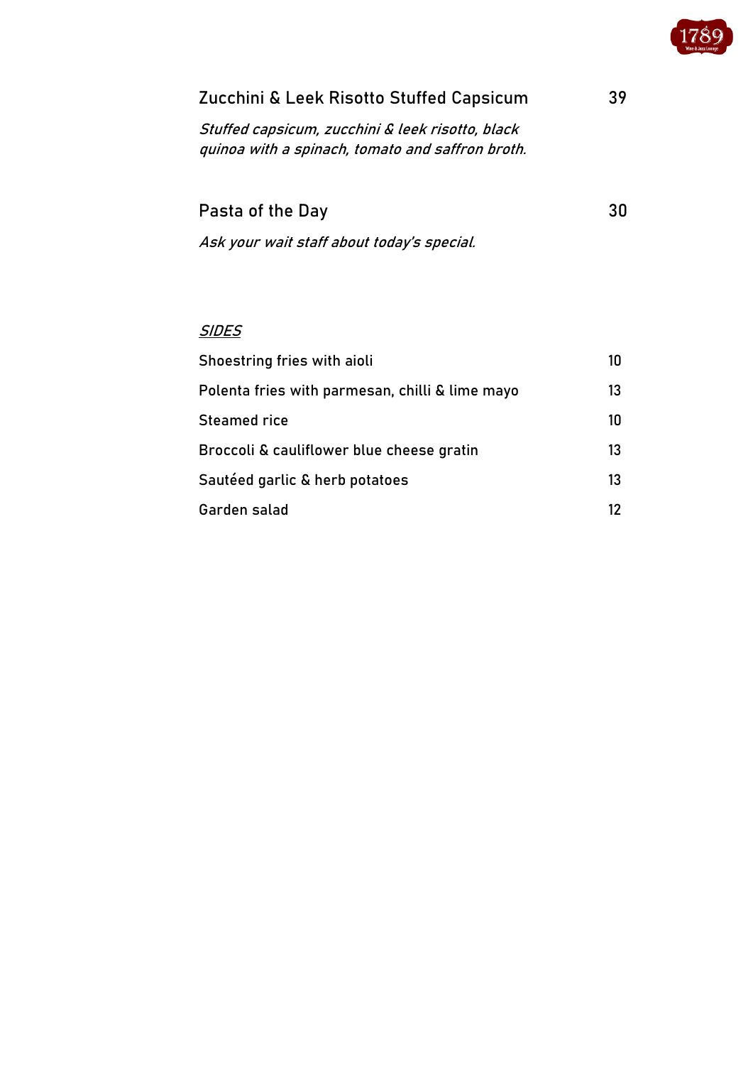## Zucchini & Leek Risotto Stuffed Capsicum — 39

*Stuffed capsicum, zucchini & leek risotto, black quinoa with a spinach, tomato and saffron broth.*

## Pasta of the Day — 30

*Ask your wait staff about today's special.*

### *SIDES*

| Item | Price |
|---|---|
| Shoestring fries with aioli | 10 |
| Polenta fries with parmesan, chilli & lime mayo | 13 |
| Steamed rice | 10 |
| Broccoli & cauliflower blue cheese gratin | 13 |
| Sautéed garlic & herb potatoes | 13 |
| Garden salad | 12 |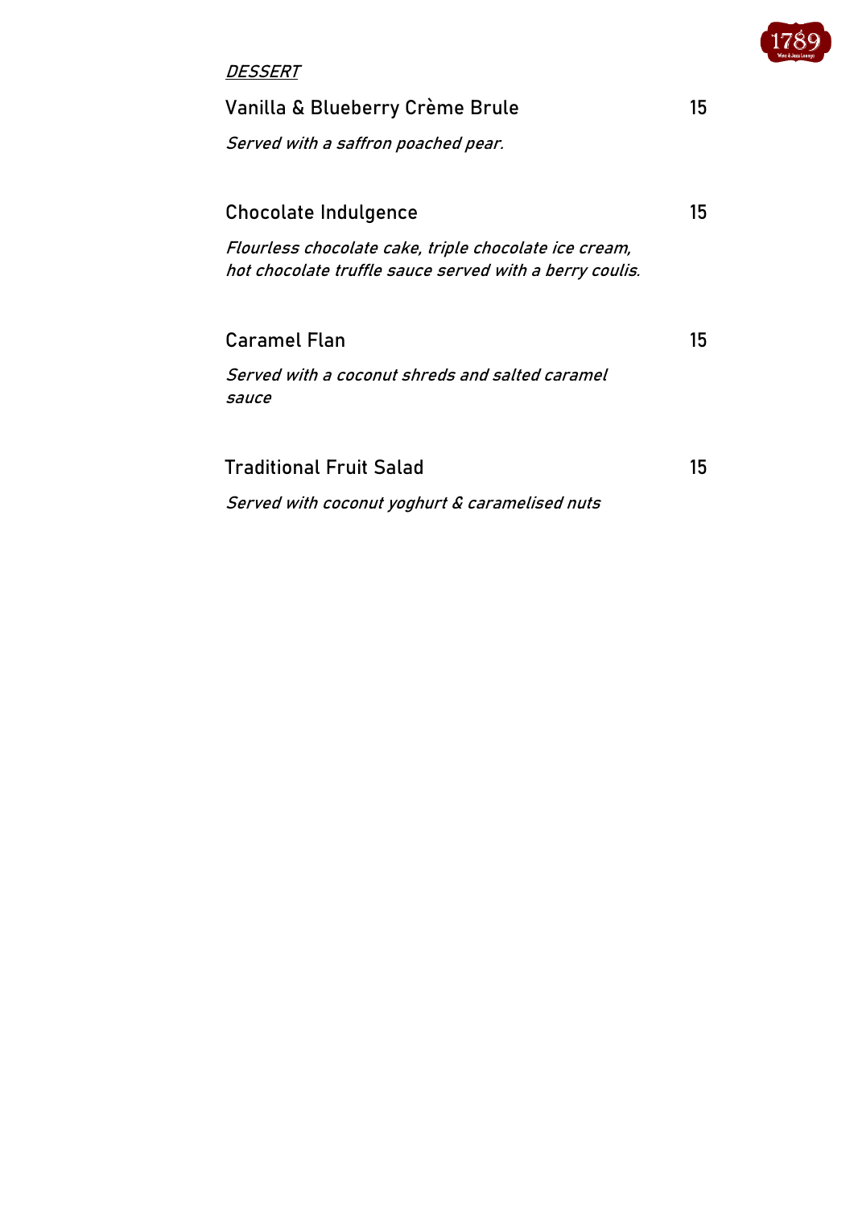*DESSERT*

**Vanilla & Blueberry Crème Brule** 15

*Served with a saffron poached pear.*

**Chocolate Indulgence** 15

*Flourless chocolate cake, triple chocolate ice cream, hot chocolate truffle sauce served with a berry coulis.*

**Caramel Flan** 15

*Served with a coconut shreds and salted caramel sauce*

**Traditional Fruit Salad** 15

*Served with coconut yoghurt & caramelised nuts*